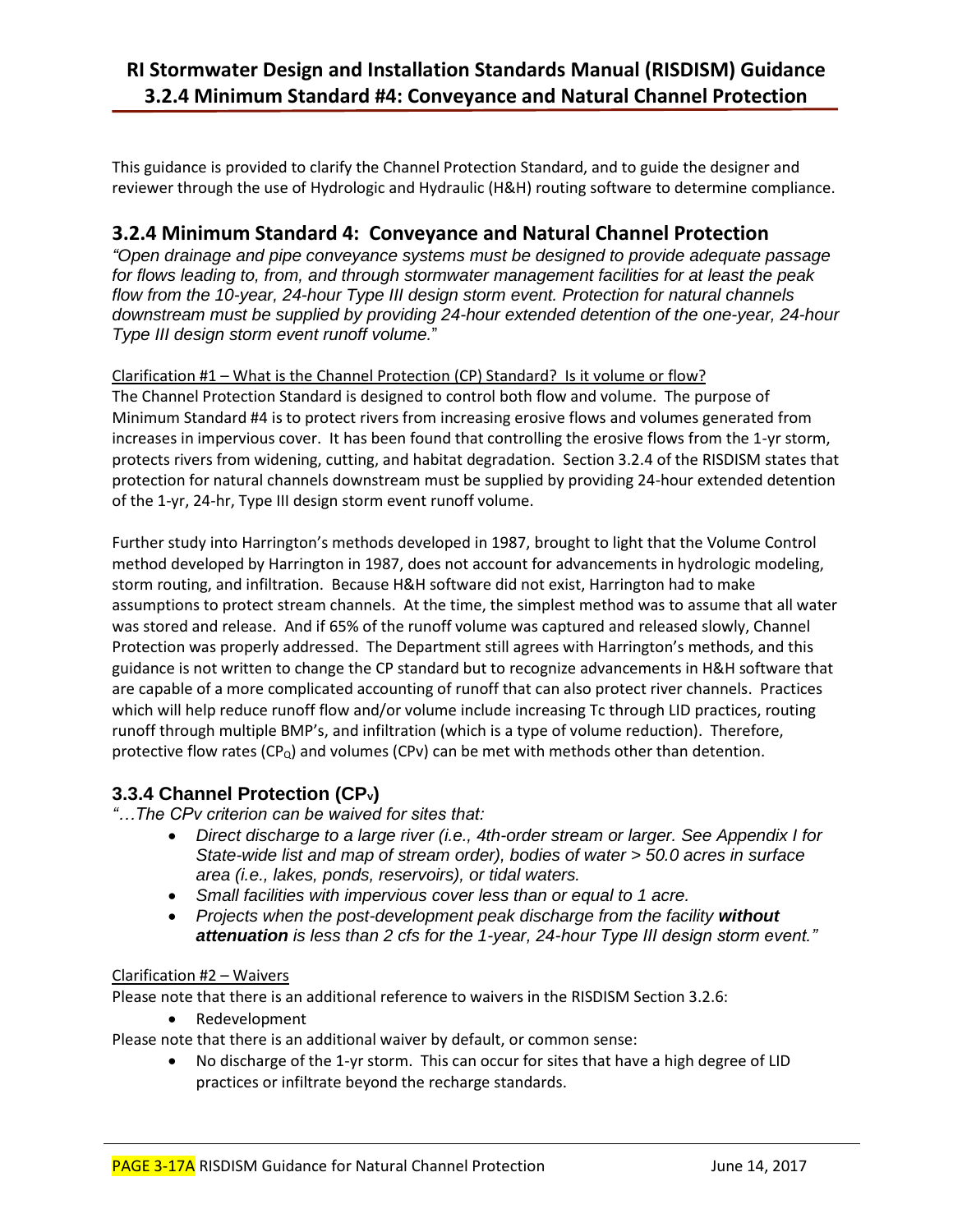# RI Stormwater Design and Installation Standards Manual (RISDISM) Guidance
# 3.2.4 Minimum Standard #4: Conveyance and Natural Channel Protection

This guidance is provided to clarify the Channel Protection Standard, and to guide the designer and reviewer through the use of Hydrologic and Hydraulic (H&H) routing software to determine compliance.

## 3.2.4 Minimum Standard 4: Conveyance and Natural Channel Protection

*"Open drainage and pipe conveyance systems must be designed to provide adequate passage for flows leading to, from, and through stormwater management facilities for at least the peak flow from the 10-year, 24-hour Type III design storm event. Protection for natural channels downstream must be supplied by providing 24-hour extended detention of the one-year, 24-hour Type III design storm event runoff volume."*

<u>Clarification #1 – What is the Channel Protection (CP) Standard? Is it volume or flow?</u>

The Channel Protection Standard is designed to control both flow and volume. The purpose of Minimum Standard #4 is to protect rivers from increasing erosive flows and volumes generated from increases in impervious cover. It has been found that controlling the erosive flows from the 1-yr storm, protects rivers from widening, cutting, and habitat degradation. Section 3.2.4 of the RISDISM states that protection for natural channels downstream must be supplied by providing 24-hour extended detention of the 1-yr, 24-hr, Type III design storm event runoff volume.

Further study into Harrington's methods developed in 1987, brought to light that the Volume Control method developed by Harrington in 1987, does not account for advancements in hydrologic modeling, storm routing, and infiltration. Because H&H software did not exist, Harrington had to make assumptions to protect stream channels. At the time, the simplest method was to assume that all water was stored and release. And if 65% of the runoff volume was captured and released slowly, Channel Protection was properly addressed. The Department still agrees with Harrington's methods, and this guidance is not written to change the CP standard but to recognize advancements in H&H software that are capable of a more complicated accounting of runoff that can also protect river channels. Practices which will help reduce runoff flow and/or volume include increasing Tc through LID practices, routing runoff through multiple BMP's, and infiltration (which is a type of volume reduction). Therefore, protective flow rates ($CP_Q$) and volumes ($CP_v$) can be met with methods other than detention.

### 3.3.4 Channel Protection ($CP_v$)

*"…The CPv criterion can be waived for sites that:*

- *Direct discharge to a large river (i.e., 4th-order stream or larger. See Appendix I for State-wide list and map of stream order), bodies of water > 50.0 acres in surface area (i.e., lakes, ponds, reservoirs), or tidal waters.*
- *Small facilities with impervious cover less than or equal to 1 acre.*
- *Projects when the post-development peak discharge from the facility **without attenuation** is less than 2 cfs for the 1-year, 24-hour Type III design storm event."*

<u>Clarification #2 – Waivers</u>

Please note that there is an additional reference to waivers in the RISDISM Section 3.2.6:

- Redevelopment

Please note that there is an additional waiver by default, or common sense:

- No discharge of the 1-yr storm. This can occur for sites that have a high degree of LID practices or infiltrate beyond the recharge standards.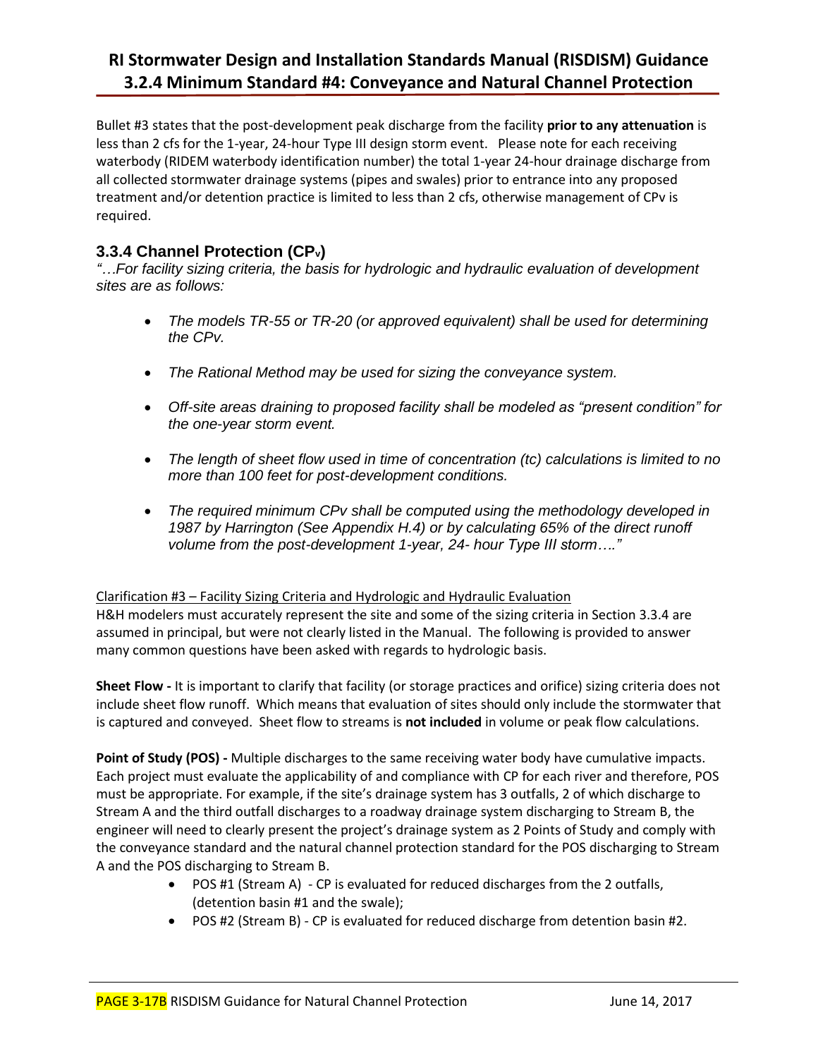Bullet #3 states that the post-development peak discharge from the facility **prior to any attenuation** is less than 2 cfs for the 1-year, 24-hour Type III design storm event. Please note for each receiving waterbody (RIDEM waterbody identification number) the total 1-year 24-hour drainage discharge from all collected stormwater drainage systems (pipes and swales) prior to entrance into any proposed treatment and/or detention practice is limited to less than 2 cfs, otherwise management of CPv is required.

### 3.3.4 Channel Protection ($CP_v$)

*"…For facility sizing criteria, the basis for hydrologic and hydraulic evaluation of development sites are as follows:*

- *The models TR-55 or TR-20 (or approved equivalent) shall be used for determining the CPv.*
- *The Rational Method may be used for sizing the conveyance system.*
- *Off-site areas draining to proposed facility shall be modeled as "present condition" for the one-year storm event.*
- *The length of sheet flow used in time of concentration (tc) calculations is limited to no more than 100 feet for post-development conditions.*
- *The required minimum CPv shall be computed using the methodology developed in 1987 by Harrington (See Appendix H.4) or by calculating 65% of the direct runoff volume from the post-development 1-year, 24- hour Type III storm…."*

<u>Clarification #3 – Facility Sizing Criteria and Hydrologic and Hydraulic Evaluation</u>
H&H modelers must accurately represent the site and some of the sizing criteria in Section 3.3.4 are assumed in principal, but were not clearly listed in the Manual. The following is provided to answer many common questions have been asked with regards to hydrologic basis.

**Sheet Flow -** It is important to clarify that facility (or storage practices and orifice) sizing criteria does not include sheet flow runoff. Which means that evaluation of sites should only include the stormwater that is captured and conveyed. Sheet flow to streams is **not included** in volume or peak flow calculations.

**Point of Study (POS) -** Multiple discharges to the same receiving water body have cumulative impacts. Each project must evaluate the applicability of and compliance with CP for each river and therefore, POS must be appropriate. For example, if the site's drainage system has 3 outfalls, 2 of which discharge to Stream A and the third outfall discharges to a roadway drainage system discharging to Stream B, the engineer will need to clearly present the project's drainage system as 2 Points of Study and comply with the conveyance standard and the natural channel protection standard for the POS discharging to Stream A and the POS discharging to Stream B.

- POS #1 (Stream A) - CP is evaluated for reduced discharges from the 2 outfalls, (detention basin #1 and the swale);
- POS #2 (Stream B) - CP is evaluated for reduced discharge from detention basin #2.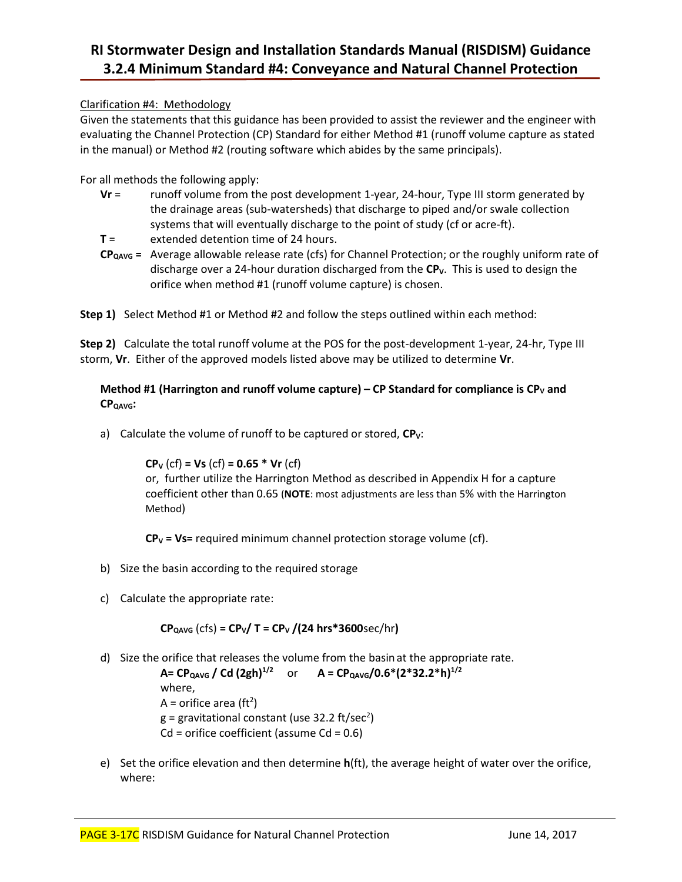# RI Stormwater Design and Installation Standards Manual (RISDISM) Guidance
## 3.2.4 Minimum Standard #4: Conveyance and Natural Channel Protection

Clarification #4: Methodology

Given the statements that this guidance has been provided to assist the reviewer and the engineer with evaluating the Channel Protection (CP) Standard for either Method #1 (runoff volume capture as stated in the manual) or Method #2 (routing software which abides by the same principals).

For all methods the following apply:

- **Vr** = runoff volume from the post development 1-year, 24-hour, Type III storm generated by the drainage areas (sub-watersheds) that discharge to piped and/or swale collection systems that will eventually discharge to the point of study (cf or acre-ft).
- **T** = extended detention time of 24 hours.
- **$CP_{QAVG}$** = Average allowable release rate (cfs) for Channel Protection; or the roughly uniform rate of discharge over a 24-hour duration discharged from the **$CP_V$**. This is used to design the orifice when method #1 (runoff volume capture) is chosen.

**Step 1)** Select Method #1 or Method #2 and follow the steps outlined within each method:

**Step 2)** Calculate the total runoff volume at the POS for the post-development 1-year, 24-hr, Type III storm, **Vr**. Either of the approved models listed above may be utilized to determine **Vr**.

**Method #1 (Harrington and runoff volume capture) – CP Standard for compliance is $CP_V$ and $CP_{QAVG}$:**

a) Calculate the volume of runoff to be captured or stored, **$CP_V$**:

$$CP_V \text{ (cf)} = V_s \text{ (cf)} = 0.65 * V_r \text{ (cf)}$$

or, further utilize the Harrington Method as described in Appendix H for a capture coefficient other than 0.65 (**NOTE**: most adjustments are less than 5% with the Harrington Method)

**$CP_V$ = Vs=** required minimum channel protection storage volume (cf).

b) Size the basin according to the required storage

c) Calculate the appropriate rate:

$$CP_{QAVG} \text{ (cfs)} = CP_V / T = CP_V / (24 \text{ hrs} * 3600 \text{ sec/hr})$$

d) Size the orifice that releases the volume from the basin at the appropriate rate.

$$A = CP_{QAVG} / C_d (2gh)^{1/2} \quad \text{or} \quad A = CP_{QAVG} / 0.6*(2*32.2*h)^{1/2}$$

where,
A = orifice area ($ft^2$)
g = gravitational constant (use 32.2 ft/sec$^2$)
Cd = orifice coefficient (assume Cd = 0.6)

e) Set the orifice elevation and then determine **h**(ft), the average height of water over the orifice, where: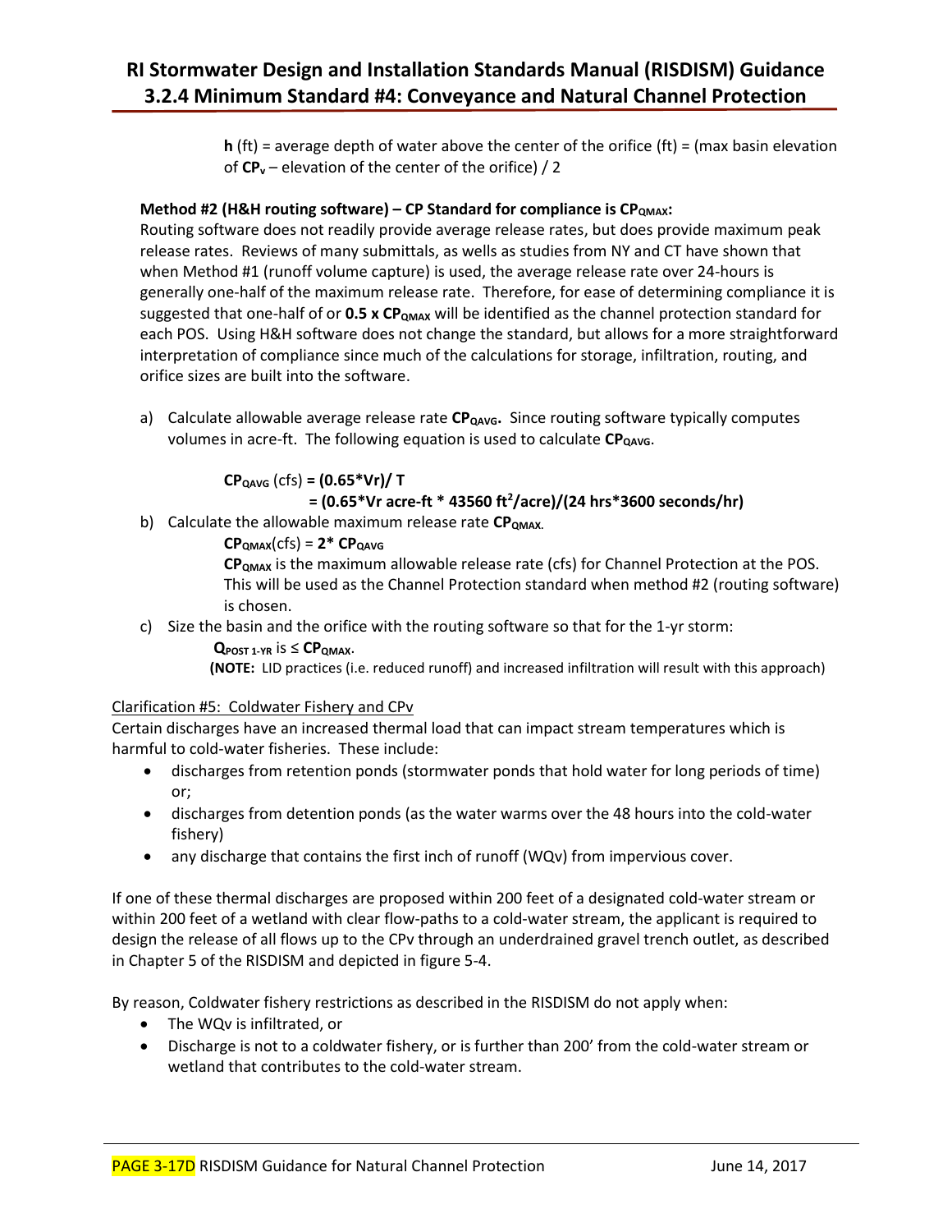**h** (ft) = average depth of water above the center of the orifice (ft) = (max basin elevation of $\mathbf{CP_v}$ – elevation of the center of the orifice) / 2

**Method #2 (H&H routing software) – CP Standard for compliance is $\mathbf{CP_{QMAX}}$:**

Routing software does not readily provide average release rates, but does provide maximum peak release rates. Reviews of many submittals, as wells as studies from NY and CT have shown that when Method #1 (runoff volume capture) is used, the average release rate over 24-hours is generally one-half of the maximum release rate. Therefore, for ease of determining compliance it is suggested that one-half of or **0.5 x $\mathbf{CP_{QMAX}}$** will be identified as the channel protection standard for each POS. Using H&H software does not change the standard, but allows for a more straightforward interpretation of compliance since much of the calculations for storage, infiltration, routing, and orifice sizes are built into the software.

a) Calculate allowable average release rate $\mathbf{CP_{QAVG}}$**.** Since routing software typically computes volumes in acre-ft. The following equation is used to calculate $\mathbf{CP_{QAVG}}$.

$$CP_{QAVG}\ (\text{cfs}) = (0.65 \cdot Vr)/T$$
$$= (0.65 \cdot Vr\ \text{acre-ft} \cdot 43560\ \text{ft}^2/\text{acre})/(24\ \text{hrs} \cdot 3600\ \text{seconds/hr})$$

b) Calculate the allowable maximum release rate $\mathbf{CP_{QMAX}}$.

$$CP_{QMAX}(\text{cfs}) = 2 \cdot CP_{QAVG}$$

$\mathbf{CP_{QMAX}}$ is the maximum allowable release rate (cfs) for Channel Protection at the POS. This will be used as the Channel Protection standard when method #2 (routing software) is chosen.

c) Size the basin and the orifice with the routing software so that for the 1-yr storm:

$\mathbf{Q_{POST\ 1\text{-}YR}}$ is $\leq$ $\mathbf{CP_{QMAX}}$.

**(NOTE:** LID practices (i.e. reduced runoff) and increased infiltration will result with this approach)

Clarification #5: Coldwater Fishery and CPv

Certain discharges have an increased thermal load that can impact stream temperatures which is harmful to cold-water fisheries. These include:

- discharges from retention ponds (stormwater ponds that hold water for long periods of time) or;
- discharges from detention ponds (as the water warms over the 48 hours into the cold-water fishery)
- any discharge that contains the first inch of runoff (WQv) from impervious cover.

If one of these thermal discharges are proposed within 200 feet of a designated cold-water stream or within 200 feet of a wetland with clear flow-paths to a cold-water stream, the applicant is required to design the release of all flows up to the CPv through an underdrained gravel trench outlet, as described in Chapter 5 of the RISDISM and depicted in figure 5-4.

By reason, Coldwater fishery restrictions as described in the RISDISM do not apply when:

- The WQv is infiltrated, or
- Discharge is not to a coldwater fishery, or is further than 200' from the cold-water stream or wetland that contributes to the cold-water stream.